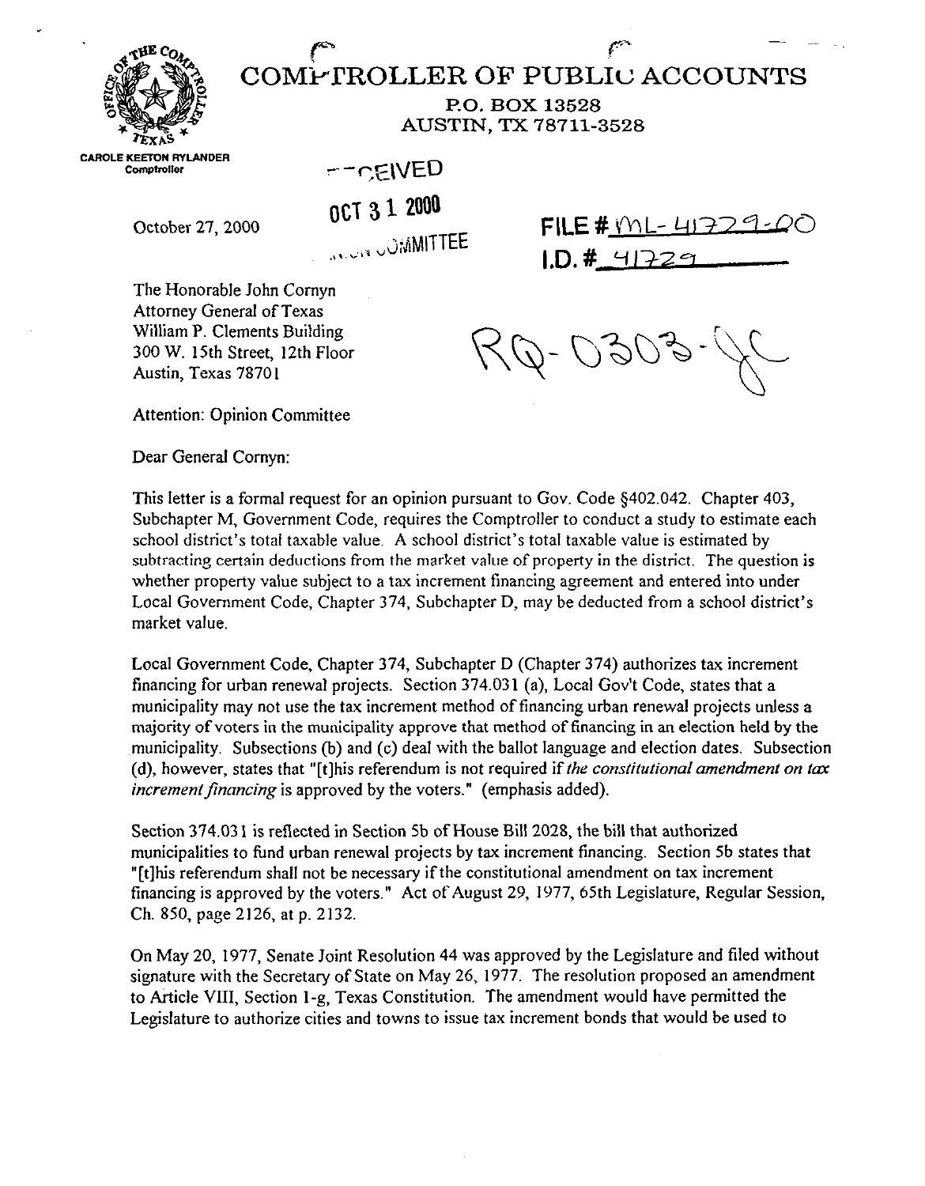# COMPTROLLER OF PUBLIC ACCOUNTS

P.O. BOX 13528
AUSTIN, TX 78711-3528

CAROLE KEETON RYLANDER
Comptroller

RECEIVED
OCT 31 2000
OPINION COMMITTEE

October 27, 2000

FILE # ML-41729-00
I.D. # 41729

RQ-0303-JC

The Honorable John Cornyn
Attorney General of Texas
William P. Clements Building
300 W. 15th Street, 12th Floor
Austin, Texas 78701

Attention: Opinion Committee

Dear General Cornyn:

This letter is a formal request for an opinion pursuant to Gov. Code §402.042. Chapter 403, Subchapter M, Government Code, requires the Comptroller to conduct a study to estimate each school district's total taxable value. A school district's total taxable value is estimated by subtracting certain deductions from the market value of property in the district. The question is whether property value subject to a tax increment financing agreement and entered into under Local Government Code, Chapter 374, Subchapter D, may be deducted from a school district's market value.

Local Government Code, Chapter 374, Subchapter D (Chapter 374) authorizes tax increment financing for urban renewal projects. Section 374.031 (a), Local Gov't Code, states that a municipality may not use the tax increment method of financing urban renewal projects unless a majority of voters in the municipality approve that method of financing in an election held by the municipality. Subsections (b) and (c) deal with the ballot language and election dates. Subsection (d), however, states that "[t]his referendum is not required if *the constitutional amendment on tax increment financing* is approved by the voters." (emphasis added).

Section 374.031 is reflected in Section 5b of House Bill 2028, the bill that authorized municipalities to fund urban renewal projects by tax increment financing. Section 5b states that "[t]his referendum shall not be necessary if the constitutional amendment on tax increment financing is approved by the voters." Act of August 29, 1977, 65th Legislature, Regular Session, Ch. 850, page 2126, at p. 2132.

On May 20, 1977, Senate Joint Resolution 44 was approved by the Legislature and filed without signature with the Secretary of State on May 26, 1977. The resolution proposed an amendment to Article VIII, Section 1-g, Texas Constitution. The amendment would have permitted the Legislature to authorize cities and towns to issue tax increment bonds that would be used to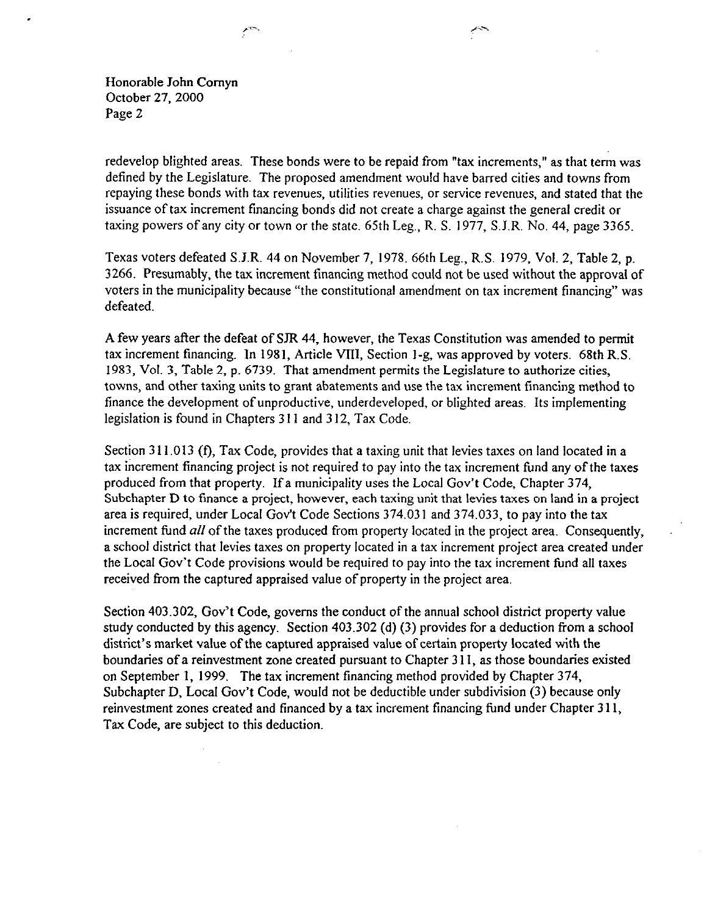redevelop blighted areas. These bonds were to be repaid from "tax increments," as that term was defined by the Legislature. The proposed amendment would have barred cities and towns from repaying these bonds with tax revenues, utilities revenues, or service revenues, and stated that the issuance of tax increment financing bonds did not create a charge against the general credit or taxing powers of any city or town or the state. 65th Leg., R. S. 1977, S.J.R. No. 44, page 3365.

Texas voters defeated S.J.R. 44 on November 7, 1978. 66th Leg., R.S. 1979, Vol. 2, Table 2, p. 3266. Presumably, the tax increment financing method could not be used without the approval of voters in the municipality because "the constitutional amendment on tax increment financing" was defeated.

A few years after the defeat of SJR 44, however, the Texas Constitution was amended to permit tax increment financing. In 1981, Article VIII, Section 1-g, was approved by voters. 68th R.S. 1983, Vol. 3, Table 2, p. 6739. That amendment permits the Legislature to authorize cities, towns, and other taxing units to grant abatements and use the tax increment financing method to finance the development of unproductive, underdeveloped, or blighted areas. Its implementing legislation is found in Chapters 311 and 312, Tax Code.

Section 311.013 (f), Tax Code, provides that a taxing unit that levies taxes on land located in a tax increment financing project is not required to pay into the tax increment fund any of the taxes produced from that property. If a municipality uses the Local Gov't Code, Chapter 374, Subchapter D to finance a project, however, each taxing unit that levies taxes on land in a project area is required, under Local Gov't Code Sections 374.031 and 374.033, to pay into the tax increment fund *all* of the taxes produced from property located in the project area. Consequently, a school district that levies taxes on property located in a tax increment project area created under the Local Gov't Code provisions would be required to pay into the tax increment fund all taxes received from the captured appraised value of property in the project area.

Section 403.302, Gov't Code, governs the conduct of the annual school district property value study conducted by this agency. Section 403.302 (d) (3) provides for a deduction from a school district's market value of the captured appraised value of certain property located with the boundaries of a reinvestment zone created pursuant to Chapter 311, as those boundaries existed on September 1, 1999. The tax increment financing method provided by Chapter 374, Subchapter D, Local Gov't Code, would not be deductible under subdivision (3) because only reinvestment zones created and financed by a tax increment financing fund under Chapter 311, Tax Code, are subject to this deduction.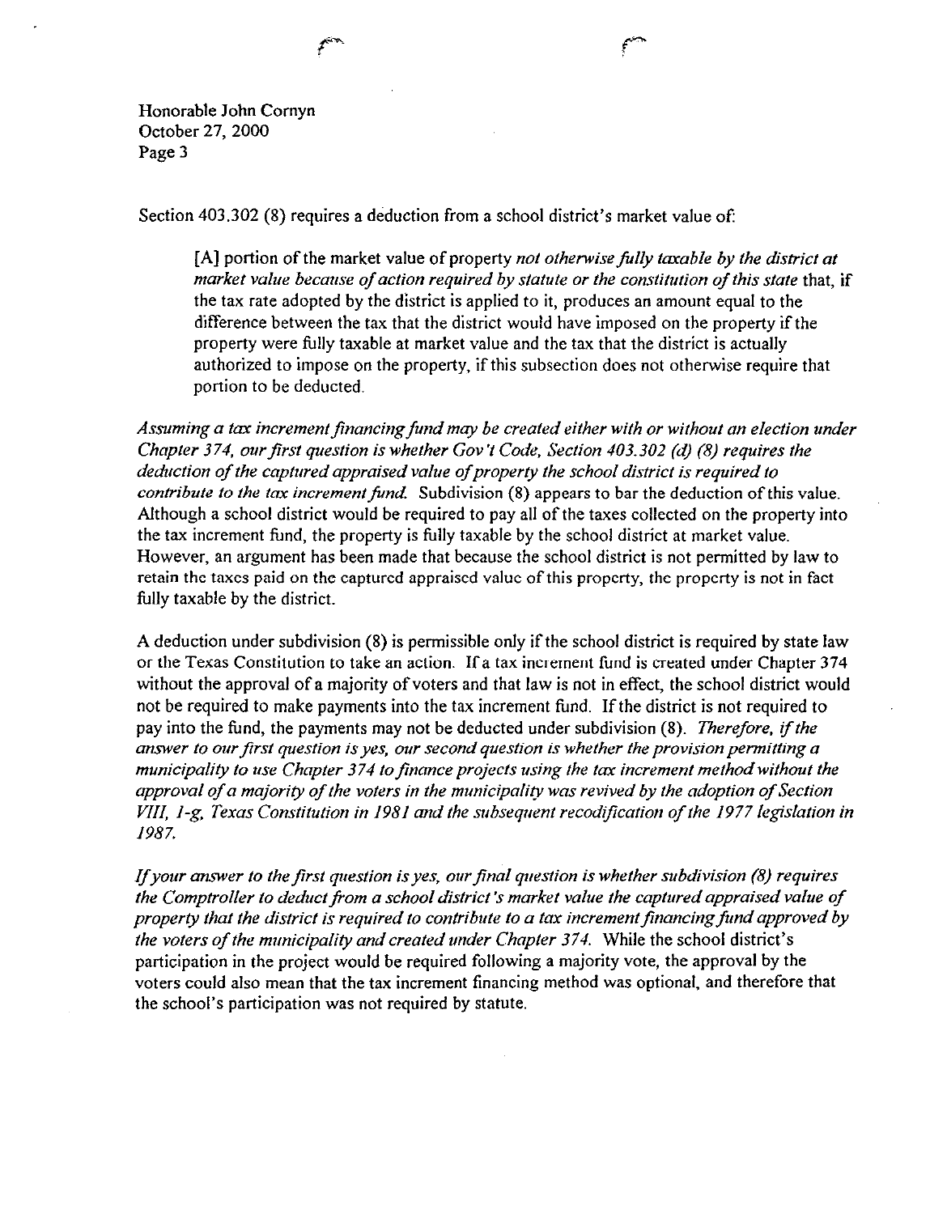Section 403.302 (8) requires a deduction from a school district's market value of:

> [A] portion of the market value of property *not otherwise fully taxable by the district at market value because of action required by statute or the constitution of this state* that, if the tax rate adopted by the district is applied to it, produces an amount equal to the difference between the tax that the district would have imposed on the property if the property were fully taxable at market value and the tax that the district is actually authorized to impose on the property, if this subsection does not otherwise require that portion to be deducted.

*Assuming a tax increment financing fund may be created either with or without an election under Chapter 374, our first question is whether Gov't Code, Section 403.302 (d) (8) requires the deduction of the captured appraised value of property the school district is required to contribute to the tax increment fund.* Subdivision (8) appears to bar the deduction of this value. Although a school district would be required to pay all of the taxes collected on the property into the tax increment fund, the property is fully taxable by the school district at market value. However, an argument has been made that because the school district is not permitted by law to retain the taxes paid on the captured appraised value of this property, the property is not in fact fully taxable by the district.

A deduction under subdivision (8) is permissible only if the school district is required by state law or the Texas Constitution to take an action. If a tax increment fund is created under Chapter 374 without the approval of a majority of voters and that law is not in effect, the school district would not be required to make payments into the tax increment fund. If the district is not required to pay into the fund, the payments may not be deducted under subdivision (8). *Therefore, if the answer to our first question is yes, our second question is whether the provision permitting a municipality to use Chapter 374 to finance projects using the tax increment method without the approval of a majority of the voters in the municipality was revived by the adoption of Section VIII, 1-g, Texas Constitution in 1981 and the subsequent recodification of the 1977 legislation in 1987.*

*If your answer to the first question is yes, our final question is whether subdivision (8) requires the Comptroller to deduct from a school district's market value the captured appraised value of property that the district is required to contribute to a tax increment financing fund approved by the voters of the municipality and created under Chapter 374.* While the school district's participation in the project would be required following a majority vote, the approval by the voters could also mean that the tax increment financing method was optional, and therefore that the school's participation was not required by statute.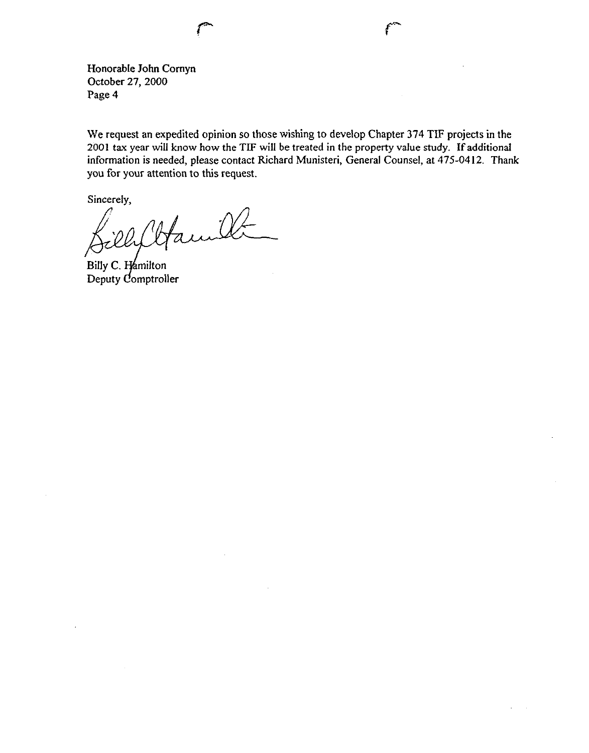Honorable John Cornyn
October 27, 2000
Page 4

We request an expedited opinion so those wishing to develop Chapter 374 TIF projects in the 2001 tax year will know how the TIF will be treated in the property value study. If additional information is needed, please contact Richard Munisteri, General Counsel, at 475-0412. Thank you for your attention to this request.

Sincerely,

Billy C. Hamilton
Deputy Comptroller